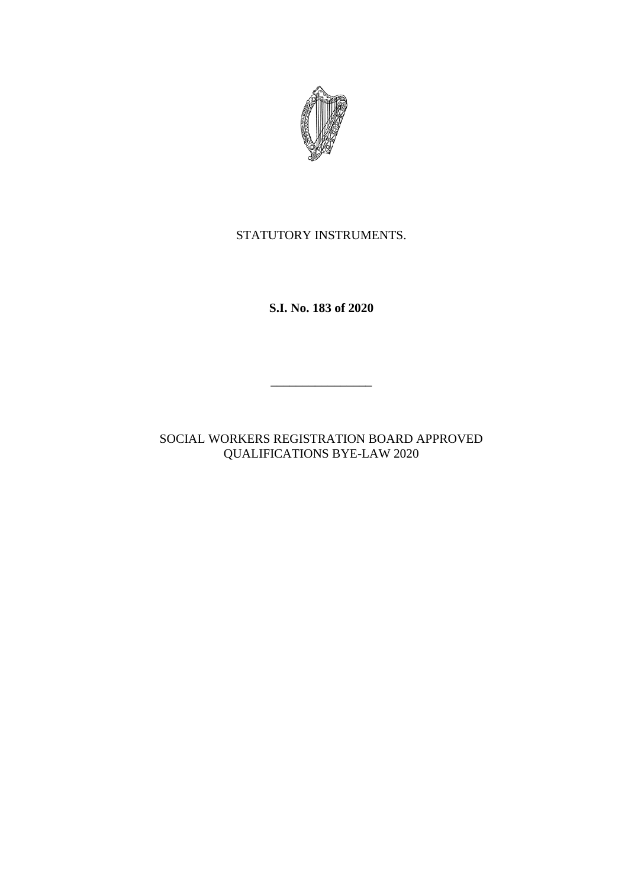STATUTORY INSTRUMENTS.

**S.I. No. 183 of 2020**

---

SOCIAL WORKERS REGISTRATION BOARD APPROVED QUALIFICATIONS BYE-LAW 2020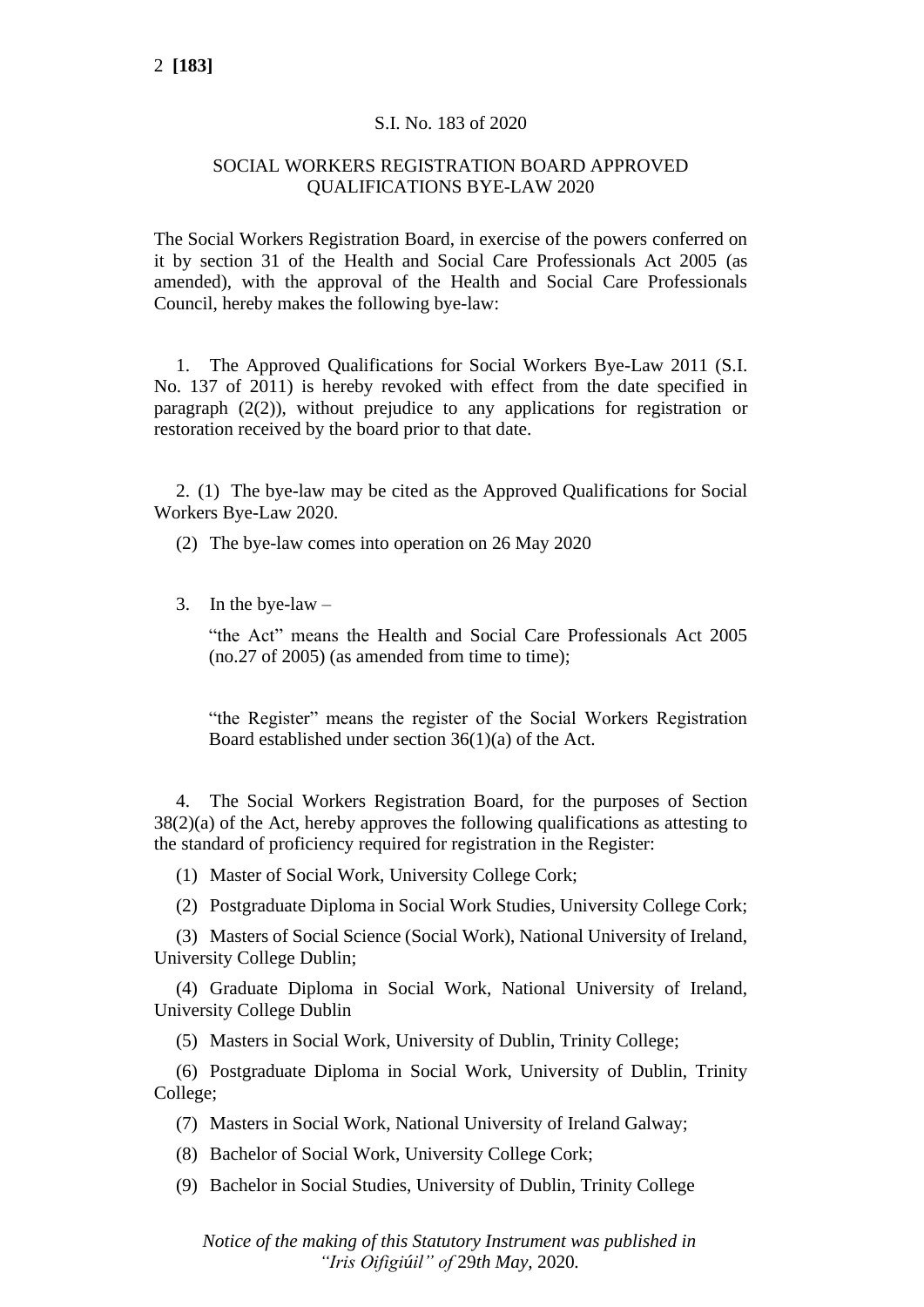S.I. No. 183 of 2020

SOCIAL WORKERS REGISTRATION BOARD APPROVED QUALIFICATIONS BYE-LAW 2020

The Social Workers Registration Board, in exercise of the powers conferred on it by section 31 of the Health and Social Care Professionals Act 2005 (as amended), with the approval of the Health and Social Care Professionals Council, hereby makes the following bye-law:

1. The Approved Qualifications for Social Workers Bye-Law 2011 (S.I. No. 137 of 2011) is hereby revoked with effect from the date specified in paragraph (2(2)), without prejudice to any applications for registration or restoration received by the board prior to that date.

2. (1) The bye-law may be cited as the Approved Qualifications for Social Workers Bye-Law 2020.

(2) The bye-law comes into operation on 26 May 2020

3. In the bye-law –

"the Act" means the Health and Social Care Professionals Act 2005 (no.27 of 2005) (as amended from time to time);

"the Register" means the register of the Social Workers Registration Board established under section 36(1)(a) of the Act.

4. The Social Workers Registration Board, for the purposes of Section 38(2)(a) of the Act, hereby approves the following qualifications as attesting to the standard of proficiency required for registration in the Register:

(1) Master of Social Work, University College Cork;

(2) Postgraduate Diploma in Social Work Studies, University College Cork;

(3) Masters of Social Science (Social Work), National University of Ireland, University College Dublin;

(4) Graduate Diploma in Social Work, National University of Ireland, University College Dublin

(5) Masters in Social Work, University of Dublin, Trinity College;

(6) Postgraduate Diploma in Social Work, University of Dublin, Trinity College;

(7) Masters in Social Work, National University of Ireland Galway;

(8) Bachelor of Social Work, University College Cork;

(9) Bachelor in Social Studies, University of Dublin, Trinity College

*Notice of the making of this Statutory Instrument was published in "Iris Oifigiúil" of 29th May, 2020.*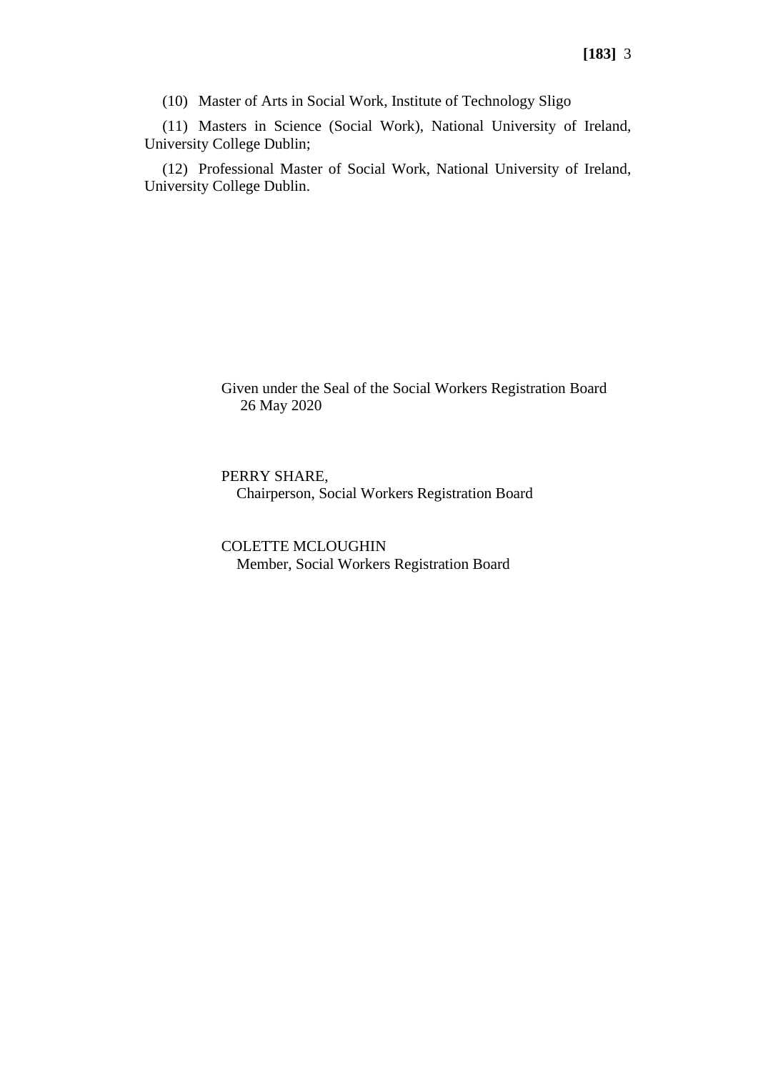(10) Master of Arts in Social Work, Institute of Technology Sligo

(11) Masters in Science (Social Work), National University of Ireland, University College Dublin;

(12) Professional Master of Social Work, National University of Ireland, University College Dublin.

Given under the Seal of the Social Workers Registration Board
26 May 2020

PERRY SHARE,
Chairperson, Social Workers Registration Board

COLETTE MCLOUGHIN
Member, Social Workers Registration Board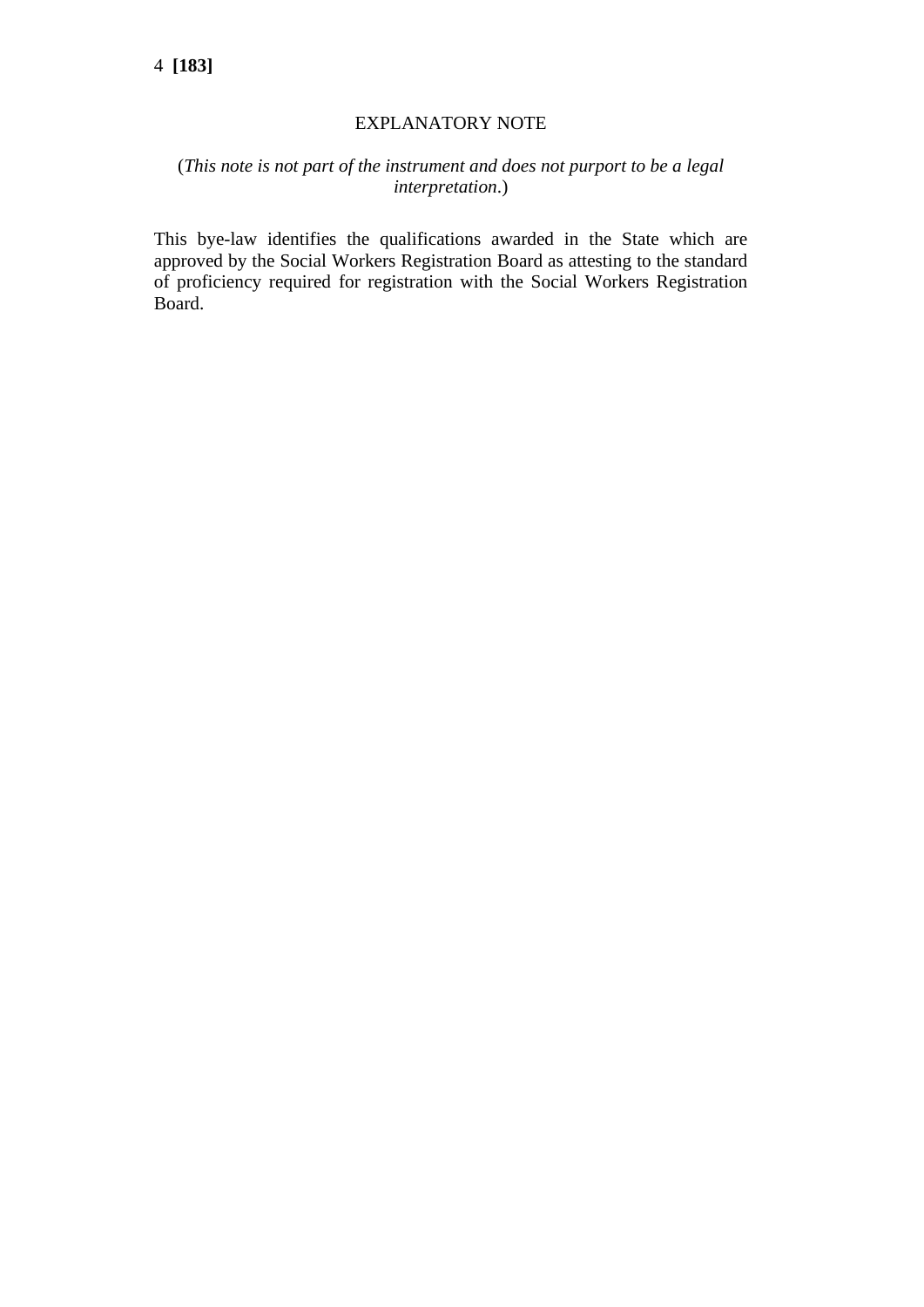## EXPLANATORY NOTE

(*This note is not part of the instrument and does not purport to be a legal interpretation*.)

This bye-law identifies the qualifications awarded in the State which are approved by the Social Workers Registration Board as attesting to the standard of proficiency required for registration with the Social Workers Registration Board.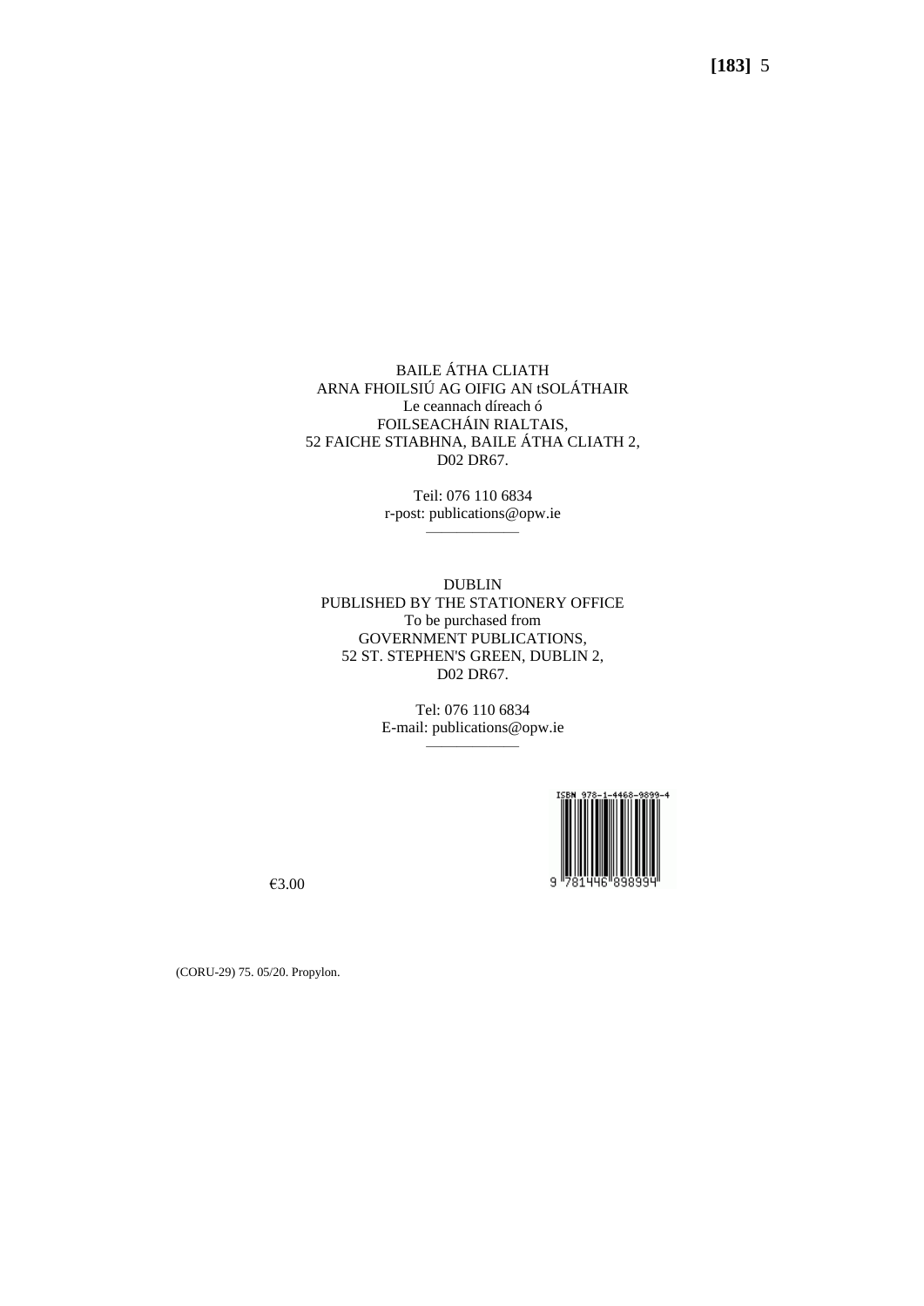BAILE ÁTHA CLIATH
ARNA FHOILSIÚ AG OIFIG AN tSOLÁTHAIR
Le ceannach díreach ó
FOILSEACHÁIN RIALTAIS,
52 FAICHE STIABHNA, BAILE ÁTHA CLIATH 2,
D02 DR67.

Teil: 076 110 6834
r-post: publications@opw.ie

---

DUBLIN
PUBLISHED BY THE STATIONERY OFFICE
To be purchased from
GOVERNMENT PUBLICATIONS,
52 ST. STEPHEN'S GREEN, DUBLIN 2,
D02 DR67.

Tel: 076 110 6834
E-mail: publications@opw.ie

---

ISBN 978-1-4468-9899-4

€3.00

(CORU-29) 75. 05/20. Propylon.